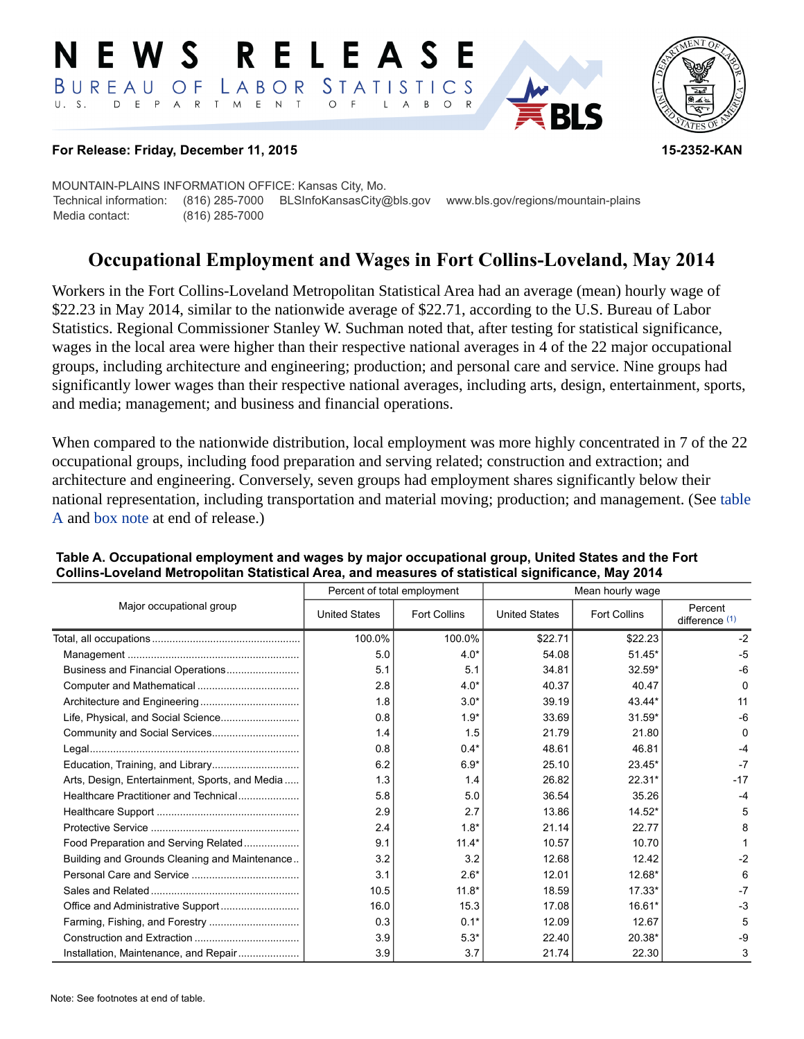# NEWS RELEASE

BUREAU OF LABOR STATISTICS
U. S. DEPARTMENT OF LABOR

**For Release: Friday, December 11, 2015** **15-2352-KAN**

MOUNTAIN-PLAINS INFORMATION OFFICE: Kansas City, Mo.
Technical information: (816) 285-7000 BLSInfoKansasCity@bls.gov www.bls.gov/regions/mountain-plains
Media contact: (816) 285-7000

## Occupational Employment and Wages in Fort Collins-Loveland, May 2014

Workers in the Fort Collins-Loveland Metropolitan Statistical Area had an average (mean) hourly wage of $22.23 in May 2014, similar to the nationwide average of $22.71, according to the U.S. Bureau of Labor Statistics. Regional Commissioner Stanley W. Suchman noted that, after testing for statistical significance, wages in the local area were higher than their respective national averages in 4 of the 22 major occupational groups, including architecture and engineering; production; and personal care and service. Nine groups had significantly lower wages than their respective national averages, including arts, design, entertainment, sports, and media; management; and business and financial operations.

When compared to the nationwide distribution, local employment was more highly concentrated in 7 of the 22 occupational groups, including food preparation and serving related; construction and extraction; and architecture and engineering. Conversely, seven groups had employment shares significantly below their national representation, including transportation and material moving; production; and management. (See table A and box note at end of release.)

**Table A. Occupational employment and wages by major occupational group, United States and the Fort Collins-Loveland Metropolitan Statistical Area, and measures of statistical significance, May 2014**

| Major occupational group | Percent of total employment | | Mean hourly wage | | |
|---|---|---|---|---|---|
| | United States | Fort Collins | United States | Fort Collins | Percent difference (1) |
| Total, all occupations | 100.0% | 100.0% | $22.71 | $22.23 | -2 |
| Management | 5.0 | 4.0* | 54.08 | 51.45* | -5 |
| Business and Financial Operations | 5.1 | 5.1 | 34.81 | 32.59* | -6 |
| Computer and Mathematical | 2.8 | 4.0* | 40.37 | 40.47 | 0 |
| Architecture and Engineering | 1.8 | 3.0* | 39.19 | 43.44* | 11 |
| Life, Physical, and Social Science | 0.8 | 1.9* | 33.69 | 31.59* | -6 |
| Community and Social Services | 1.4 | 1.5 | 21.79 | 21.80 | 0 |
| Legal | 0.8 | 0.4* | 48.61 | 46.81 | -4 |
| Education, Training, and Library | 6.2 | 6.9* | 25.10 | 23.45* | -7 |
| Arts, Design, Entertainment, Sports, and Media | 1.3 | 1.4 | 26.82 | 22.31* | -17 |
| Healthcare Practitioner and Technical | 5.8 | 5.0 | 36.54 | 35.26 | -4 |
| Healthcare Support | 2.9 | 2.7 | 13.86 | 14.52* | 5 |
| Protective Service | 2.4 | 1.8* | 21.14 | 22.77 | 8 |
| Food Preparation and Serving Related | 9.1 | 11.4* | 10.57 | 10.70 | 1 |
| Building and Grounds Cleaning and Maintenance | 3.2 | 3.2 | 12.68 | 12.42 | -2 |
| Personal Care and Service | 3.1 | 2.6* | 12.01 | 12.68* | 6 |
| Sales and Related | 10.5 | 11.8* | 18.59 | 17.33* | -7 |
| Office and Administrative Support | 16.0 | 15.3 | 17.08 | 16.61* | -3 |
| Farming, Fishing, and Forestry | 0.3 | 0.1* | 12.09 | 12.67 | 5 |
| Construction and Extraction | 3.9 | 5.3* | 22.40 | 20.38* | -9 |
| Installation, Maintenance, and Repair | 3.9 | 3.7 | 21.74 | 22.30 | 3 |

Note: See footnotes at end of table.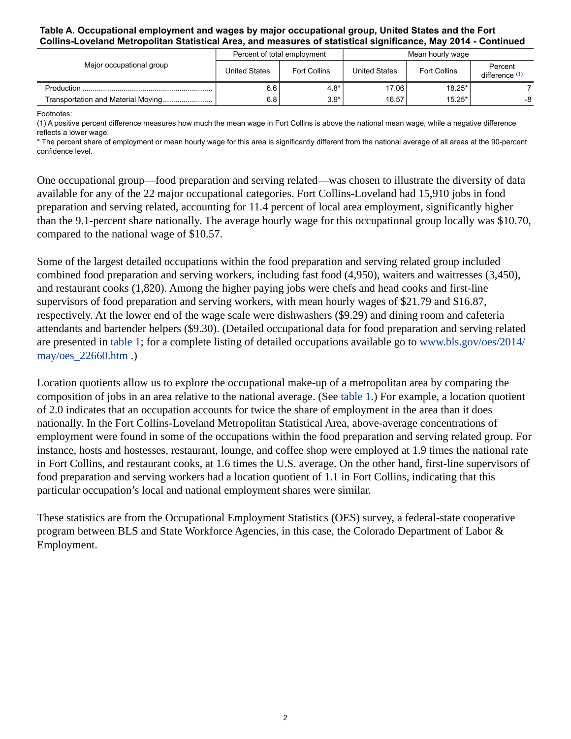**Table A. Occupational employment and wages by major occupational group, United States and the Fort Collins-Loveland Metropolitan Statistical Area, and measures of statistical significance, May 2014 - Continued**

| Major occupational group | Percent of total employment | | Mean hourly wage | | |
|---|---|---|---|---|---|
| | United States | Fort Collins | United States | Fort Collins | Percent difference (1) |
| Production | 6.6 | 4.8* | 17.06 | 18.25* | 7 |
| Transportation and Material Moving | 6.8 | 3.9* | 16.57 | 15.25* | -8 |

Footnotes:
(1) A positive percent difference measures how much the mean wage in Fort Collins is above the national mean wage, while a negative difference reflects a lower wage.
* The percent share of employment or mean hourly wage for this area is significantly different from the national average of all areas at the 90-percent confidence level.

One occupational group—food preparation and serving related—was chosen to illustrate the diversity of data available for any of the 22 major occupational categories. Fort Collins-Loveland had 15,910 jobs in food preparation and serving related, accounting for 11.4 percent of local area employment, significantly higher than the 9.1-percent share nationally. The average hourly wage for this occupational group locally was $10.70, compared to the national wage of $10.57.

Some of the largest detailed occupations within the food preparation and serving related group included combined food preparation and serving workers, including fast food (4,950), waiters and waitresses (3,450), and restaurant cooks (1,820). Among the higher paying jobs were chefs and head cooks and first-line supervisors of food preparation and serving workers, with mean hourly wages of $21.79 and $16.87, respectively. At the lower end of the wage scale were dishwashers ($9.29) and dining room and cafeteria attendants and bartender helpers ($9.30). (Detailed occupational data for food preparation and serving related are presented in table 1; for a complete listing of detailed occupations available go to www.bls.gov/oes/2014/may/oes_22660.htm .)

Location quotients allow us to explore the occupational make-up of a metropolitan area by comparing the composition of jobs in an area relative to the national average. (See table 1.) For example, a location quotient of 2.0 indicates that an occupation accounts for twice the share of employment in the area than it does nationally. In the Fort Collins-Loveland Metropolitan Statistical Area, above-average concentrations of employment were found in some of the occupations within the food preparation and serving related group. For instance, hosts and hostesses, restaurant, lounge, and coffee shop were employed at 1.9 times the national rate in Fort Collins, and restaurant cooks, at 1.6 times the U.S. average. On the other hand, first-line supervisors of food preparation and serving workers had a location quotient of 1.1 in Fort Collins, indicating that this particular occupation's local and national employment shares were similar.

These statistics are from the Occupational Employment Statistics (OES) survey, a federal-state cooperative program between BLS and State Workforce Agencies, in this case, the Colorado Department of Labor & Employment.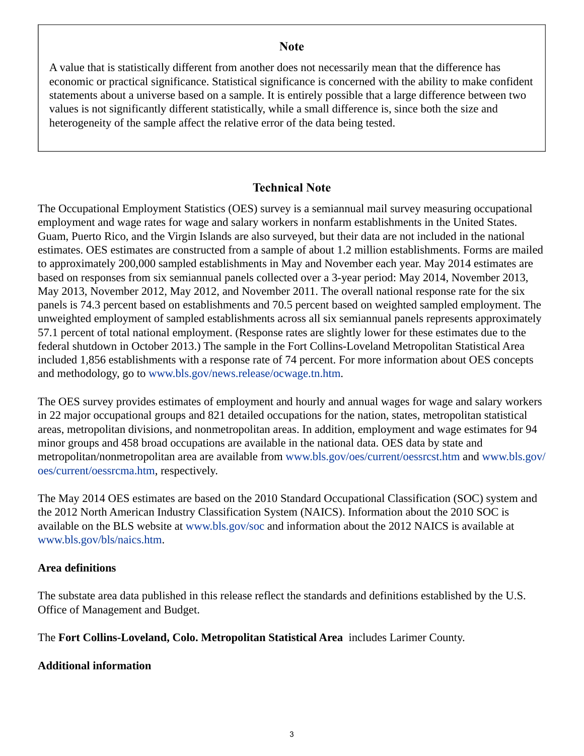## Note

A value that is statistically different from another does not necessarily mean that the difference has economic or practical significance. Statistical significance is concerned with the ability to make confident statements about a universe based on a sample. It is entirely possible that a large difference between two values is not significantly different statistically, while a small difference is, since both the size and heterogeneity of the sample affect the relative error of the data being tested.

## Technical Note

The Occupational Employment Statistics (OES) survey is a semiannual mail survey measuring occupational employment and wage rates for wage and salary workers in nonfarm establishments in the United States. Guam, Puerto Rico, and the Virgin Islands are also surveyed, but their data are not included in the national estimates. OES estimates are constructed from a sample of about 1.2 million establishments. Forms are mailed to approximately 200,000 sampled establishments in May and November each year. May 2014 estimates are based on responses from six semiannual panels collected over a 3-year period: May 2014, November 2013, May 2013, November 2012, May 2012, and November 2011. The overall national response rate for the six panels is 74.3 percent based on establishments and 70.5 percent based on weighted sampled employment. The unweighted employment of sampled establishments across all six semiannual panels represents approximately 57.1 percent of total national employment. (Response rates are slightly lower for these estimates due to the federal shutdown in October 2013.) The sample in the Fort Collins-Loveland Metropolitan Statistical Area included 1,856 establishments with a response rate of 74 percent. For more information about OES concepts and methodology, go to www.bls.gov/news.release/ocwage.tn.htm.

The OES survey provides estimates of employment and hourly and annual wages for wage and salary workers in 22 major occupational groups and 821 detailed occupations for the nation, states, metropolitan statistical areas, metropolitan divisions, and nonmetropolitan areas. In addition, employment and wage estimates for 94 minor groups and 458 broad occupations are available in the national data. OES data by state and metropolitan/nonmetropolitan area are available from www.bls.gov/oes/current/oessrcst.htm and www.bls.gov/oes/current/oessrcma.htm, respectively.

The May 2014 OES estimates are based on the 2010 Standard Occupational Classification (SOC) system and the 2012 North American Industry Classification System (NAICS). Information about the 2010 SOC is available on the BLS website at www.bls.gov/soc and information about the 2012 NAICS is available at www.bls.gov/bls/naics.htm.

### Area definitions

The substate area data published in this release reflect the standards and definitions established by the U.S. Office of Management and Budget.

The **Fort Collins-Loveland, Colo. Metropolitan Statistical Area** includes Larimer County.

### Additional information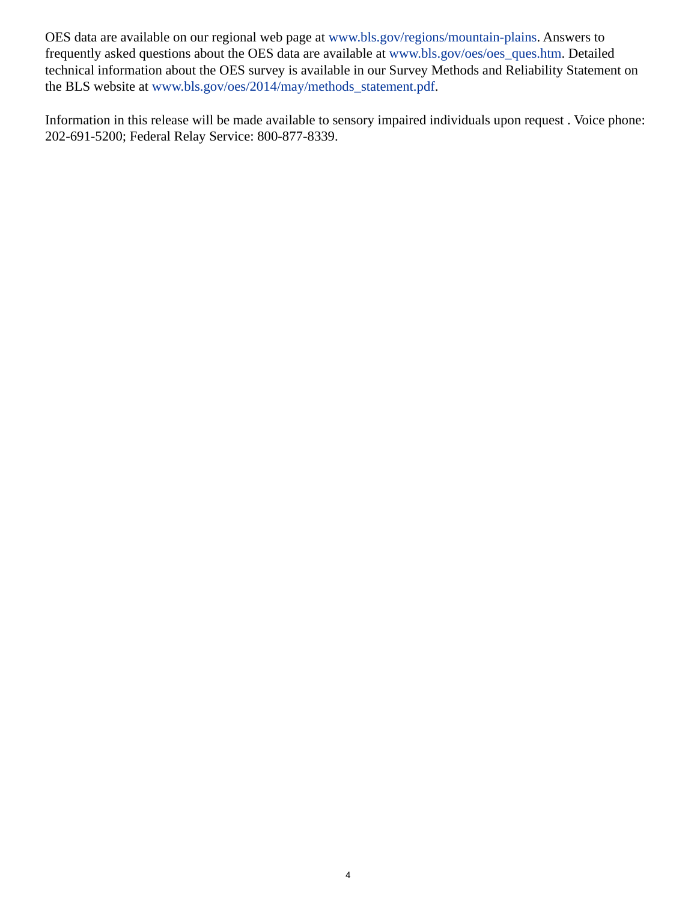OES data are available on our regional web page at www.bls.gov/regions/mountain-plains. Answers to frequently asked questions about the OES data are available at www.bls.gov/oes/oes_ques.htm. Detailed technical information about the OES survey is available in our Survey Methods and Reliability Statement on the BLS website at www.bls.gov/oes/2014/may/methods_statement.pdf.

Information in this release will be made available to sensory impaired individuals upon request . Voice phone: 202-691-5200; Federal Relay Service: 800-877-8339.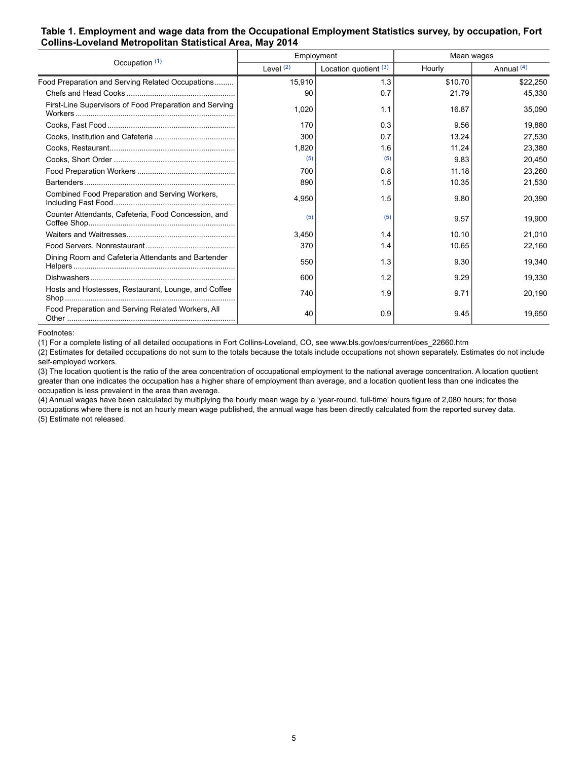**Table 1. Employment and wage data from the Occupational Employment Statistics survey, by occupation, Fort Collins-Loveland Metropolitan Statistical Area, May 2014**

| Occupation (1) | Employment | | Mean wages | |
|---|---|---|---|---|
| | Level (2) | Location quotient (3) | Hourly | Annual (4) |
| Food Preparation and Serving Related Occupations | 15,910 | 1.3 | $10.70 | $22,250 |
| Chefs and Head Cooks | 90 | 0.7 | 21.79 | 45,330 |
| First-Line Supervisors of Food Preparation and Serving Workers | 1,020 | 1.1 | 16.87 | 35,090 |
| Cooks, Fast Food | 170 | 0.3 | 9.56 | 19,880 |
| Cooks, Institution and Cafeteria | 300 | 0.7 | 13.24 | 27,530 |
| Cooks, Restaurant | 1,820 | 1.6 | 11.24 | 23,380 |
| Cooks, Short Order | (5) | (5) | 9.83 | 20,450 |
| Food Preparation Workers | 700 | 0.8 | 11.18 | 23,260 |
| Bartenders | 890 | 1.5 | 10.35 | 21,530 |
| Combined Food Preparation and Serving Workers, Including Fast Food | 4,950 | 1.5 | 9.80 | 20,390 |
| Counter Attendants, Cafeteria, Food Concession, and Coffee Shop | (5) | (5) | 9.57 | 19,900 |
| Waiters and Waitresses | 3,450 | 1.4 | 10.10 | 21,010 |
| Food Servers, Nonrestaurant | 370 | 1.4 | 10.65 | 22,160 |
| Dining Room and Cafeteria Attendants and Bartender Helpers | 550 | 1.3 | 9.30 | 19,340 |
| Dishwashers | 600 | 1.2 | 9.29 | 19,330 |
| Hosts and Hostesses, Restaurant, Lounge, and Coffee Shop | 740 | 1.9 | 9.71 | 20,190 |
| Food Preparation and Serving Related Workers, All Other | 40 | 0.9 | 9.45 | 19,650 |

Footnotes:
(1) For a complete listing of all detailed occupations in Fort Collins-Loveland, CO, see www.bls.gov/oes/current/oes_22660.htm
(2) Estimates for detailed occupations do not sum to the totals because the totals include occupations not shown separately. Estimates do not include self-employed workers.
(3) The location quotient is the ratio of the area concentration of occupational employment to the national average concentration. A location quotient greater than one indicates the occupation has a higher share of employment than average, and a location quotient less than one indicates the occupation is less prevalent in the area than average.
(4) Annual wages have been calculated by multiplying the hourly mean wage by a 'year-round, full-time' hours figure of 2,080 hours; for those occupations where there is not an hourly mean wage published, the annual wage has been directly calculated from the reported survey data.
(5) Estimate not released.